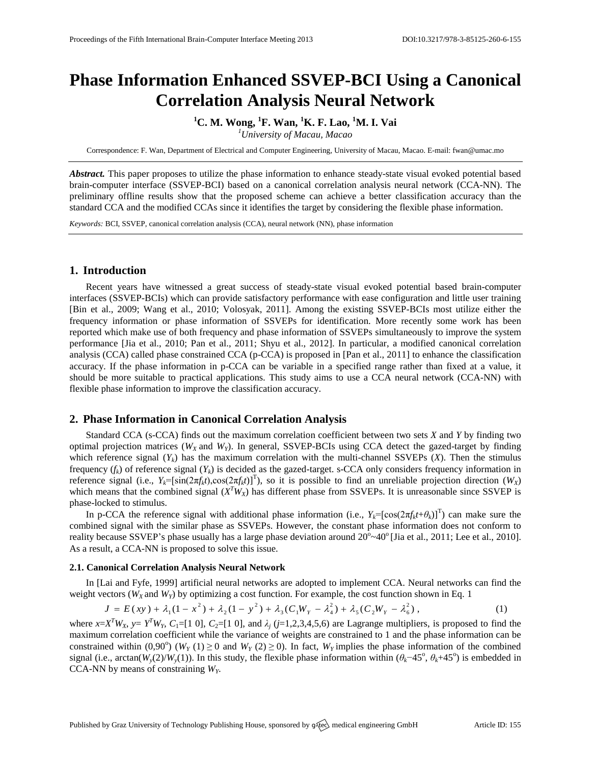# Phase Information Enhanced SSVEP-BCI Using a Canonical Correlation Analysis Neural Network

**[1]C. M. Wong, [1]F. Wan, [1]K. F. Lao, [1]M. I. Vai**

[1]*University of Macau, Macao*

Correspondence: F. Wan, Department of Electrical and Computer Engineering, University of Macau, Macao. E-mail: fwan@umac.mo

***Abstract.*** This paper proposes to utilize the phase information to enhance steady-state visual evoked potential based brain-computer interface (SSVEP-BCI) based on a canonical correlation analysis neural network (CCA-NN). The preliminary offline results show that the proposed scheme can achieve a better classification accuracy than the standard CCA and the modified CCAs since it identifies the target by considering the flexible phase information.

*Keywords:* BCI, SSVEP, canonical correlation analysis (CCA), neural network (NN), phase information

## 1. Introduction

Recent years have witnessed a great success of steady-state visual evoked potential based brain-computer interfaces (SSVEP-BCIs) which can provide satisfactory performance with ease configuration and little user training [Bin et al., 2009; Wang et al., 2010; Volosyak, 2011]. Among the existing SSVEP-BCIs most utilize either the frequency information or phase information of SSVEPs for identification. More recently some work has been reported which make use of both frequency and phase information of SSVEPs simultaneously to improve the system performance [Jia et al., 2010; Pan et al., 2011; Shyu et al., 2012]. In particular, a modified canonical correlation analysis (CCA) called phase constrained CCA (p-CCA) is proposed in [Pan et al., 2011] to enhance the classification accuracy. If the phase information in p-CCA can be variable in a specified range rather than fixed at a value, it should be more suitable to practical applications. This study aims to use a CCA neural network (CCA-NN) with flexible phase information to improve the classification accuracy.

## 2. Phase Information in Canonical Correlation Analysis

Standard CCA (s-CCA) finds out the maximum correlation coefficient between two sets $X$ and $Y$ by finding two optimal projection matrices ($W_X$ and $W_Y$). In general, SSVEP-BCIs using CCA detect the gazed-target by finding which reference signal ($Y_k$) has the maximum correlation with the multi-channel SSVEPs ($X$). Then the stimulus frequency ($f_k$) of reference signal ($Y_k$) is decided as the gazed-target. s-CCA only considers frequency information in reference signal (i.e., $Y_k=[\sin(2\pi f_k t),\cos(2\pi f_k t)]^T$), so it is possible to find an unreliable projection direction ($W_X$) which means that the combined signal ($X^T W_X$) has different phase from SSVEPs. It is unreasonable since SSVEP is phase-locked to stimulus.

In p-CCA the reference signal with additional phase information (i.e., $Y_k=[\cos(2\pi f_k t+\theta_k)]^T$) can make sure the combined signal with the similar phase as SSVEPs. However, the constant phase information does not conform to reality because SSVEP's phase usually has a large phase deviation around $20^{\circ}\sim40^{\circ}$ [Jia et al., 2011; Lee et al., 2010]. As a result, a CCA-NN is proposed to solve this issue.

### 2.1. Canonical Correlation Analysis Neural Network

In [Lai and Fyfe, 1999] artificial neural networks are adopted to implement CCA. Neural networks can find the weight vectors ($W_X$ and $W_Y$) by optimizing a cost function. For example, the cost function shown in Eq. 1

$$J = E(xy) + \lambda_1(1-x^2) + \lambda_2(1-y^2) + \lambda_3(C_1 W_Y - \lambda_4^2) + \lambda_5(C_2 W_Y - \lambda_6^2), \tag{1}$$

where $x=X^T W_X$, $y=Y^T W_Y$, $C_1=[1\ 0]$, $C_2=[1\ 0]$, and $\lambda_j$ ($j$=1,2,3,4,5,6) are Lagrange multipliers, is proposed to find the maximum correlation coefficient while the variance of weights are constrained to 1 and the phase information can be constrained within $(0,90^{\circ})$ ($W_Y(1)\geq 0$ and $W_Y(2)\geq 0$). In fact, $W_Y$ implies the phase information of the combined signal (i.e., $\arctan(W_y(2)/W_y(1))$. In this study, the flexible phase information within $(\theta_k-45^{\circ}, \theta_k+45^{\circ})$ is embedded in CCA-NN by means of constraining $W_Y$.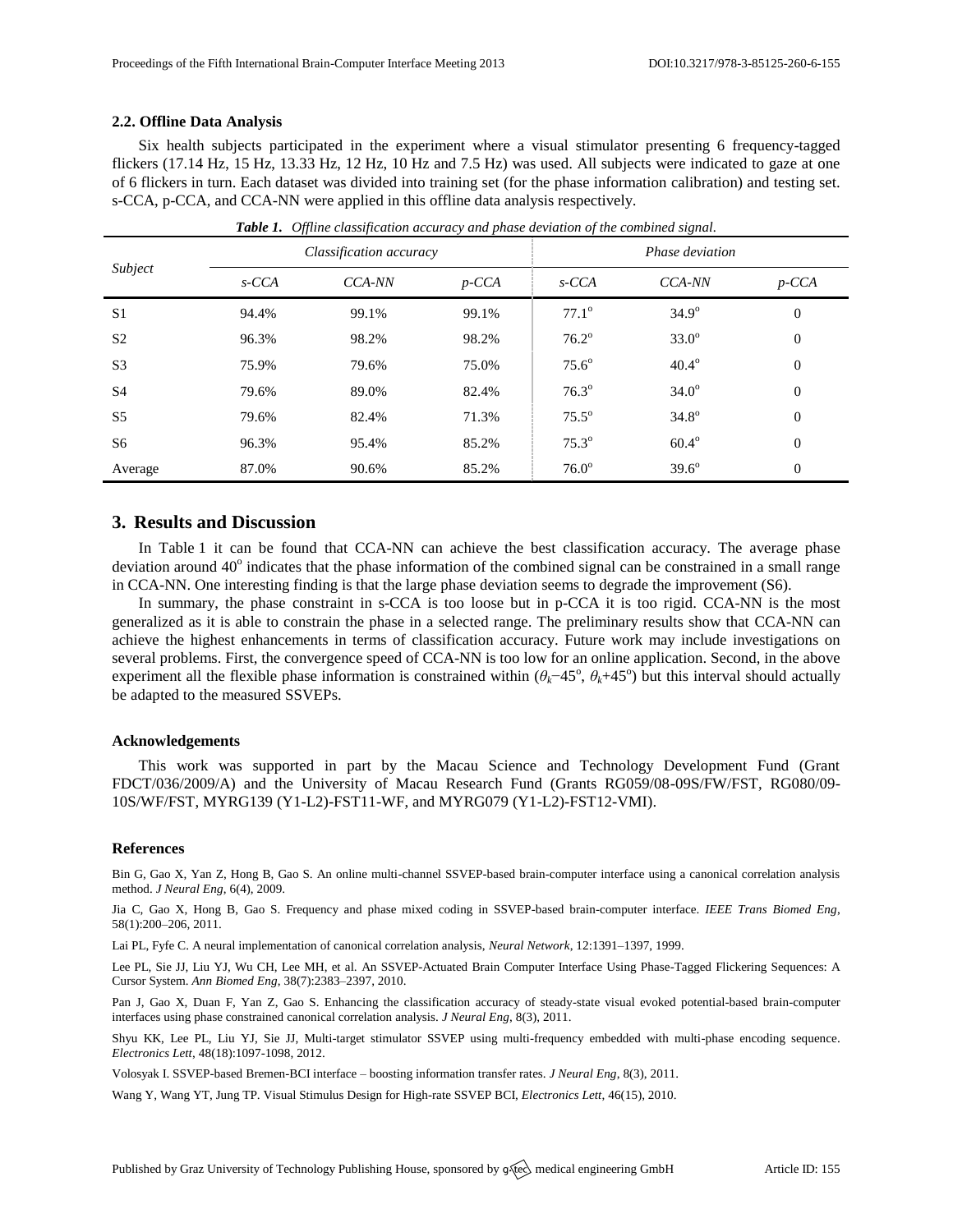### 2.2. Offline Data Analysis

Six health subjects participated in the experiment where a visual stimulator presenting 6 frequency-tagged flickers (17.14 Hz, 15 Hz, 13.33 Hz, 12 Hz, 10 Hz and 7.5 Hz) was used. All subjects were indicated to gaze at one of 6 flickers in turn. Each dataset was divided into training set (for the phase information calibration) and testing set. s-CCA, p-CCA, and CCA-NN were applied in this offline data analysis respectively.

***Table 1.*** *Offline classification accuracy and phase deviation of the combined signal.*

| *Subject* | *Classification accuracy* | | | *Phase deviation* | | |
|---|---|---|---|---|---|---|
| | *s-CCA* | *CCA-NN* | *p-CCA* | *s-CCA* | *CCA-NN* | *p-CCA* |
| S1 | 94.4% | 99.1% | 99.1% | $77.1^{o}$ | $34.9^{o}$ | 0 |
| S2 | 96.3% | 98.2% | 98.2% | $76.2^{o}$ | $33.0^{o}$ | 0 |
| S3 | 75.9% | 79.6% | 75.0% | $75.6^{o}$ | $40.4^{o}$ | 0 |
| S4 | 79.6% | 89.0% | 82.4% | $76.3^{o}$ | $34.0^{o}$ | 0 |
| S5 | 79.6% | 82.4% | 71.3% | $75.5^{o}$ | $34.8^{o}$ | 0 |
| S6 | 96.3% | 95.4% | 85.2% | $75.3^{o}$ | $60.4^{o}$ | 0 |
| Average | 87.0% | 90.6% | 85.2% | $76.0^{o}$ | $39.6^{o}$ | 0 |

## 3. Results and Discussion

In Table 1 it can be found that CCA-NN can achieve the best classification accuracy. The average phase deviation around $40^{o}$ indicates that the phase information of the combined signal can be constrained in a small range in CCA-NN. One interesting finding is that the large phase deviation seems to degrade the improvement (S6).

In summary, the phase constraint in s-CCA is too loose but in p-CCA it is too rigid. CCA-NN is the most generalized as it is able to constrain the phase in a selected range. The preliminary results show that CCA-NN can achieve the highest enhancements in terms of classification accuracy. Future work may include investigations on several problems. First, the convergence speed of CCA-NN is too low for an online application. Second, in the above experiment all the flexible phase information is constrained within ($\theta_k-45^{o}$, $\theta_k+45^{o}$) but this interval should actually be adapted to the measured SSVEPs.

### Acknowledgements

This work was supported in part by the Macau Science and Technology Development Fund (Grant FDCT/036/2009/A) and the University of Macau Research Fund (Grants RG059/08-09S/FW/FST, RG080/09-10S/WF/FST, MYRG139 (Y1-L2)-FST11-WF, and MYRG079 (Y1-L2)-FST12-VMI).

### References

Bin G, Gao X, Yan Z, Hong B, Gao S. An online multi-channel SSVEP-based brain-computer interface using a canonical correlation analysis method. *J Neural Eng*, 6(4), 2009.

Jia C, Gao X, Hong B, Gao S. Frequency and phase mixed coding in SSVEP-based brain-computer interface. *IEEE Trans Biomed Eng*, 58(1):200–206, 2011.

Lai PL, Fyfe C. A neural implementation of canonical correlation analysis, *Neural Network*, 12:1391–1397, 1999.

Lee PL, Sie JJ, Liu YJ, Wu CH, Lee MH, et al. An SSVEP-Actuated Brain Computer Interface Using Phase-Tagged Flickering Sequences: A Cursor System. *Ann Biomed Eng*, 38(7):2383–2397, 2010.

Pan J, Gao X, Duan F, Yan Z, Gao S. Enhancing the classification accuracy of steady-state visual evoked potential-based brain-computer interfaces using phase constrained canonical correlation analysis. *J Neural Eng*, 8(3), 2011.

Shyu KK, Lee PL, Liu YJ, Sie JJ, Multi-target stimulator SSVEP using multi-frequency embedded with multi-phase encoding sequence. *Electronics Lett*, 48(18):1097-1098, 2012.

Volosyak I. SSVEP-based Bremen-BCI interface – boosting information transfer rates. *J Neural Eng*, 8(3), 2011.

Wang Y, Wang YT, Jung TP. Visual Stimulus Design for High-rate SSVEP BCI, *Electronics Lett*, 46(15), 2010.